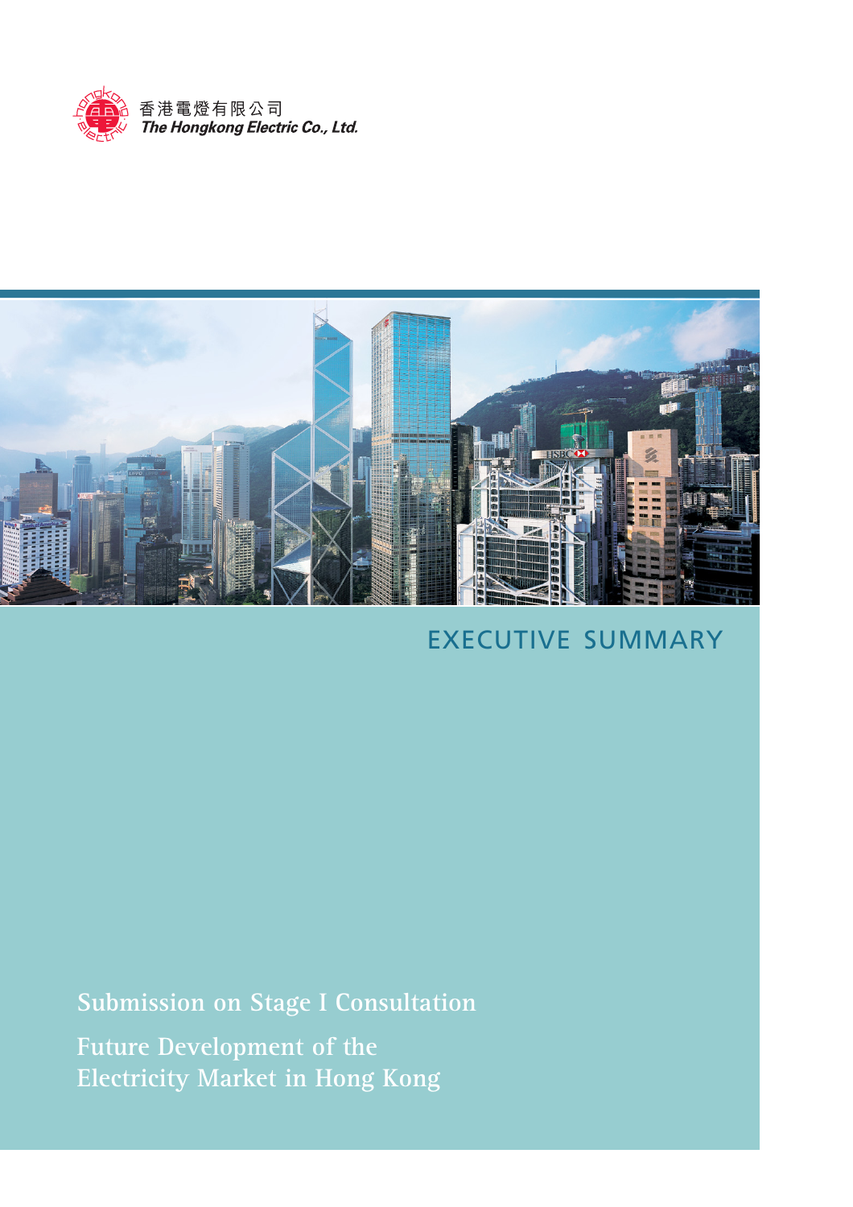香港電燈有限公司
*The Hongkong Electric Co., Ltd.*

# EXECUTIVE SUMMARY

## Submission on Stage I Consultation

## Future Development of the Electricity Market in Hong Kong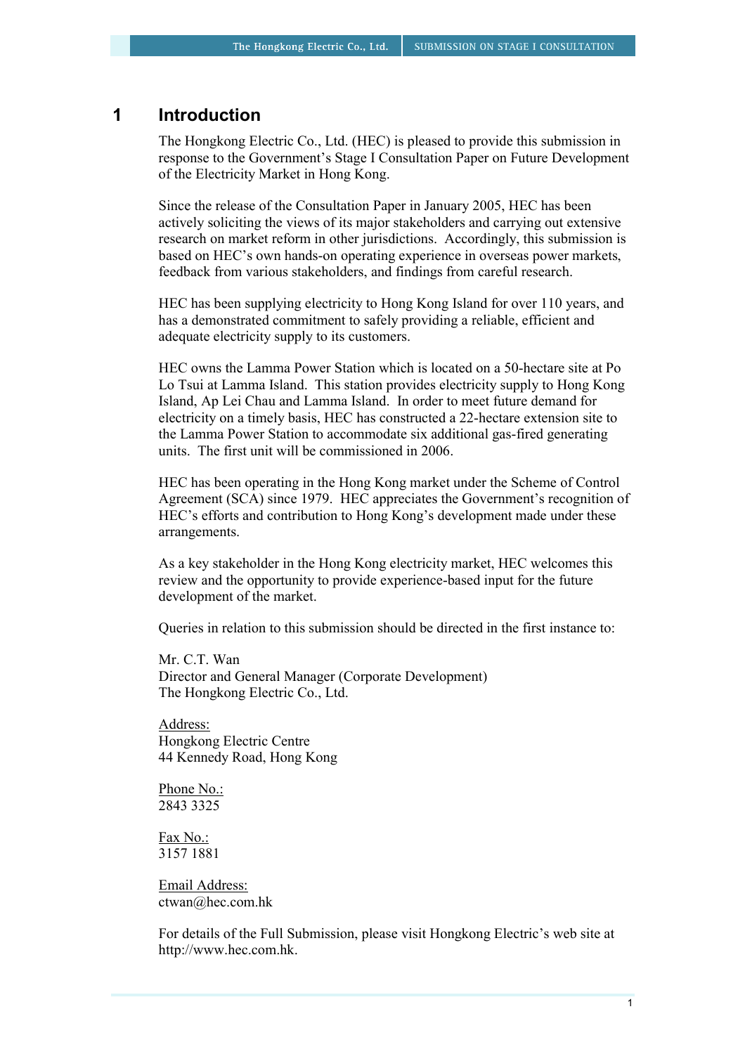# 1 Introduction

The Hongkong Electric Co., Ltd. (HEC) is pleased to provide this submission in response to the Government's Stage I Consultation Paper on Future Development of the Electricity Market in Hong Kong.

Since the release of the Consultation Paper in January 2005, HEC has been actively soliciting the views of its major stakeholders and carrying out extensive research on market reform in other jurisdictions. Accordingly, this submission is based on HEC's own hands-on operating experience in overseas power markets, feedback from various stakeholders, and findings from careful research.

HEC has been supplying electricity to Hong Kong Island for over 110 years, and has a demonstrated commitment to safely providing a reliable, efficient and adequate electricity supply to its customers.

HEC owns the Lamma Power Station which is located on a 50-hectare site at Po Lo Tsui at Lamma Island. This station provides electricity supply to Hong Kong Island, Ap Lei Chau and Lamma Island. In order to meet future demand for electricity on a timely basis, HEC has constructed a 22-hectare extension site to the Lamma Power Station to accommodate six additional gas-fired generating units. The first unit will be commissioned in 2006.

HEC has been operating in the Hong Kong market under the Scheme of Control Agreement (SCA) since 1979. HEC appreciates the Government's recognition of HEC's efforts and contribution to Hong Kong's development made under these arrangements.

As a key stakeholder in the Hong Kong electricity market, HEC welcomes this review and the opportunity to provide experience-based input for the future development of the market.

Queries in relation to this submission should be directed in the first instance to:

Mr. C.T. Wan
Director and General Manager (Corporate Development)
The Hongkong Electric Co., Ltd.

Address:
Hongkong Electric Centre
44 Kennedy Road, Hong Kong

Phone No.:
2843 3325

Fax No.:
3157 1881

Email Address:
ctwan@hec.com.hk

For details of the Full Submission, please visit Hongkong Electric's web site at http://www.hec.com.hk.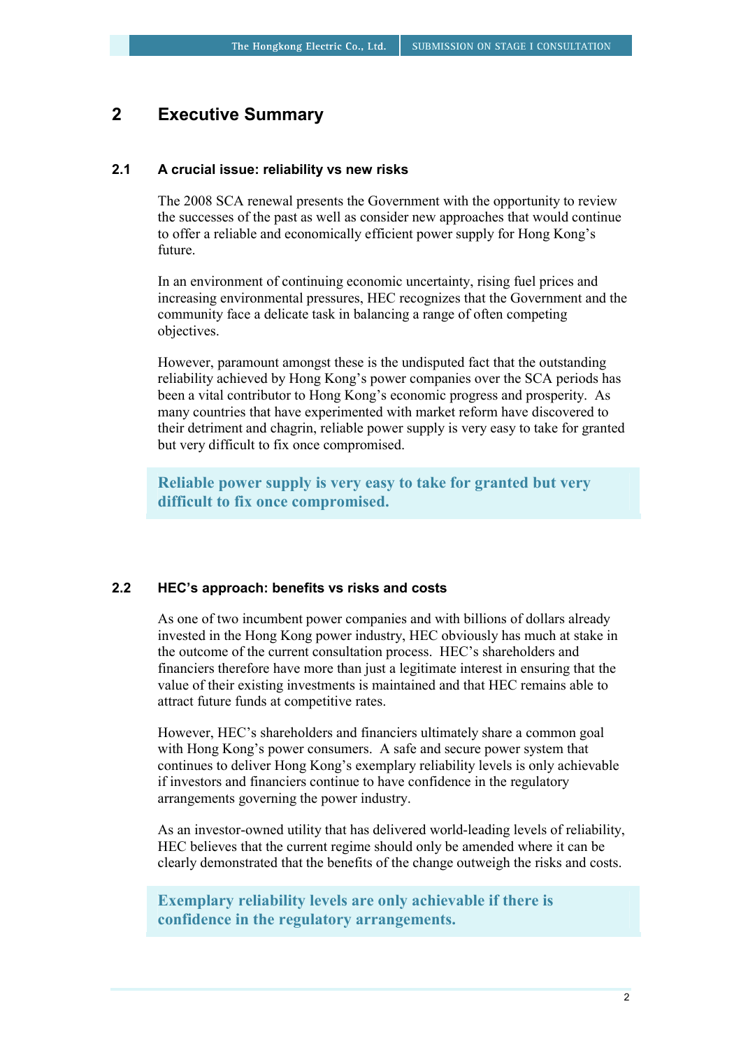# 2 Executive Summary

## 2.1 A crucial issue: reliability vs new risks

The 2008 SCA renewal presents the Government with the opportunity to review the successes of the past as well as consider new approaches that would continue to offer a reliable and economically efficient power supply for Hong Kong's future.

In an environment of continuing economic uncertainty, rising fuel prices and increasing environmental pressures, HEC recognizes that the Government and the community face a delicate task in balancing a range of often competing objectives.

However, paramount amongst these is the undisputed fact that the outstanding reliability achieved by Hong Kong's power companies over the SCA periods has been a vital contributor to Hong Kong's economic progress and prosperity. As many countries that have experimented with market reform have discovered to their detriment and chagrin, reliable power supply is very easy to take for granted but very difficult to fix once compromised.

> **Reliable power supply is very easy to take for granted but very difficult to fix once compromised.**

## 2.2 HEC's approach: benefits vs risks and costs

As one of two incumbent power companies and with billions of dollars already invested in the Hong Kong power industry, HEC obviously has much at stake in the outcome of the current consultation process. HEC's shareholders and financiers therefore have more than just a legitimate interest in ensuring that the value of their existing investments is maintained and that HEC remains able to attract future funds at competitive rates.

However, HEC's shareholders and financiers ultimately share a common goal with Hong Kong's power consumers. A safe and secure power system that continues to deliver Hong Kong's exemplary reliability levels is only achievable if investors and financiers continue to have confidence in the regulatory arrangements governing the power industry.

As an investor-owned utility that has delivered world-leading levels of reliability, HEC believes that the current regime should only be amended where it can be clearly demonstrated that the benefits of the change outweigh the risks and costs.

> **Exemplary reliability levels are only achievable if there is confidence in the regulatory arrangements.**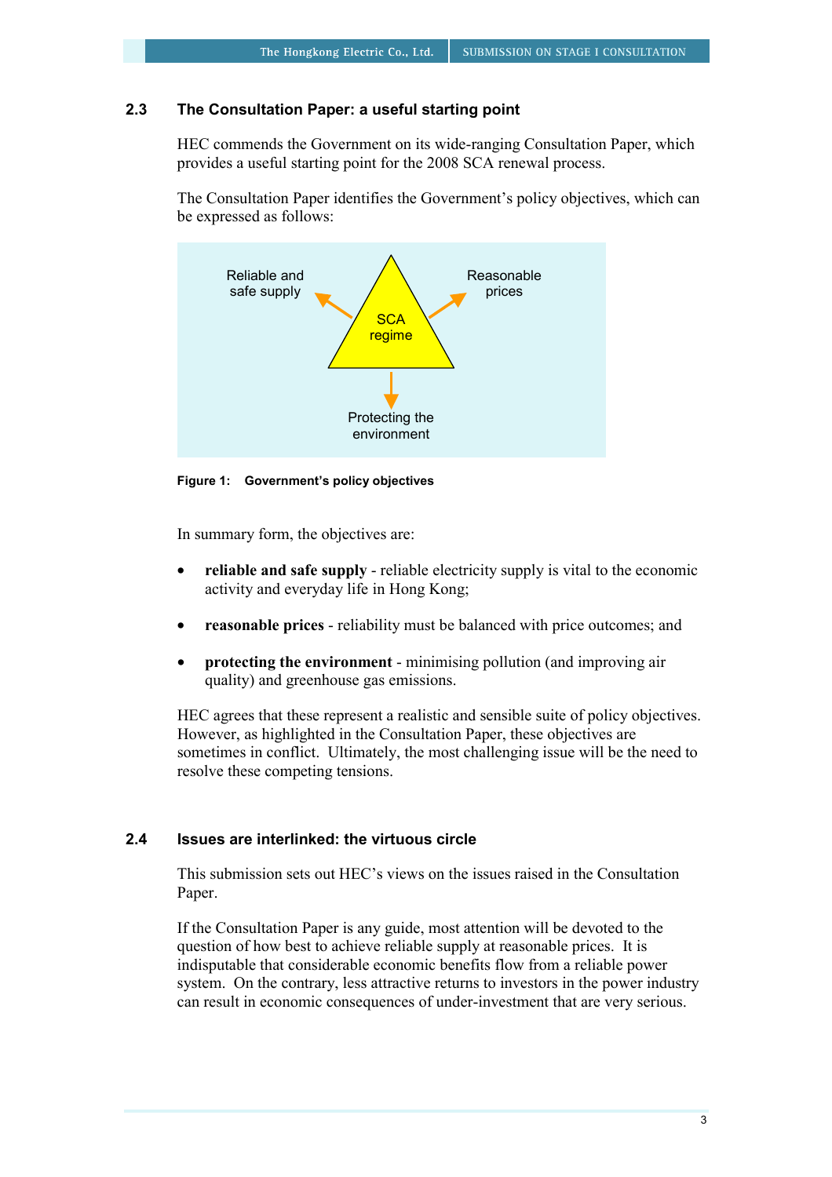### 2.3 The Consultation Paper: a useful starting point

HEC commends the Government on its wide-ranging Consultation Paper, which provides a useful starting point for the 2008 SCA renewal process.

The Consultation Paper identifies the Government's policy objectives, which can be expressed as follows:

Reliable and safe supply

Reasonable prices

SCA regime

Protecting the environment

**Figure 1: Government's policy objectives**

In summary form, the objectives are:

- **reliable and safe supply** - reliable electricity supply is vital to the economic activity and everyday life in Hong Kong;
- **reasonable prices** - reliability must be balanced with price outcomes; and
- **protecting the environment** - minimising pollution (and improving air quality) and greenhouse gas emissions.

HEC agrees that these represent a realistic and sensible suite of policy objectives. However, as highlighted in the Consultation Paper, these objectives are sometimes in conflict. Ultimately, the most challenging issue will be the need to resolve these competing tensions.

### 2.4 Issues are interlinked: the virtuous circle

This submission sets out HEC's views on the issues raised in the Consultation Paper.

If the Consultation Paper is any guide, most attention will be devoted to the question of how best to achieve reliable supply at reasonable prices. It is indisputable that considerable economic benefits flow from a reliable power system. On the contrary, less attractive returns to investors in the power industry can result in economic consequences of under-investment that are very serious.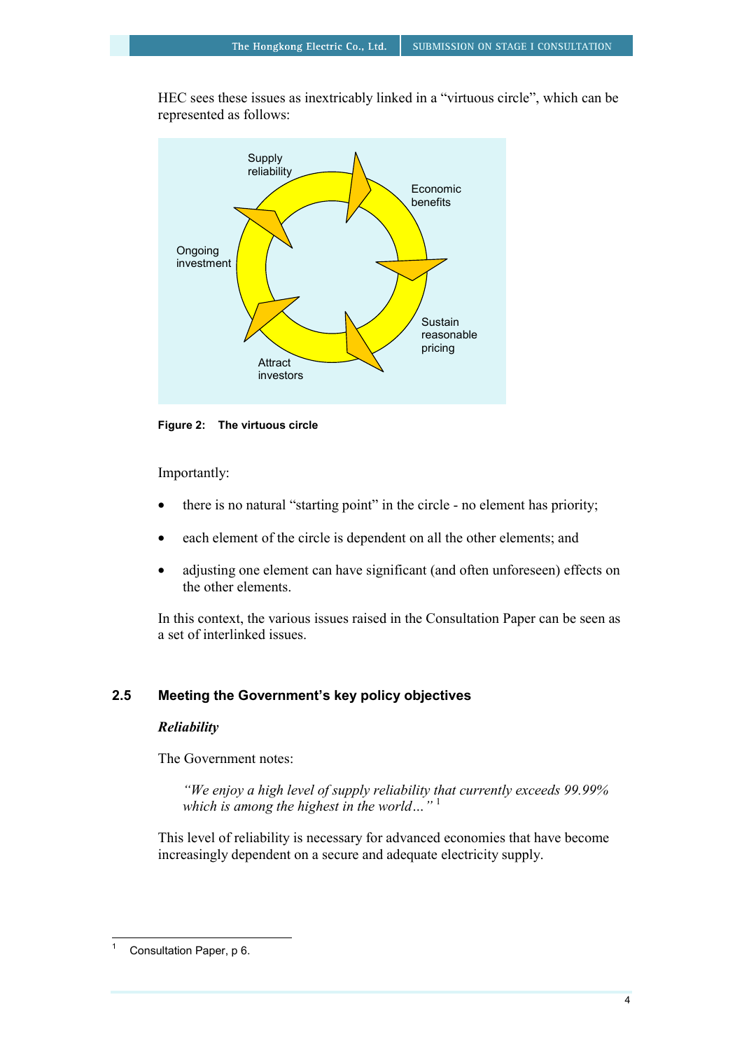HEC sees these issues as inextricably linked in a "virtuous circle", which can be represented as follows:

Supply reliability

Economic benefits

Sustain reasonable pricing

Attract investors

Ongoing investment

**Figure 2: The virtuous circle**

Importantly:

- there is no natural "starting point" in the circle - no element has priority;
- each element of the circle is dependent on all the other elements; and
- adjusting one element can have significant (and often unforeseen) effects on the other elements.

In this context, the various issues raised in the Consultation Paper can be seen as a set of interlinked issues.

## 2.5 Meeting the Government's key policy objectives

***Reliability***

The Government notes:

> *"We enjoy a high level of supply reliability that currently exceeds 99.99% which is among the highest in the world…"* [1]

This level of reliability is necessary for advanced economies that have become increasingly dependent on a secure and adequate electricity supply.

---

[1] Consultation Paper, p 6.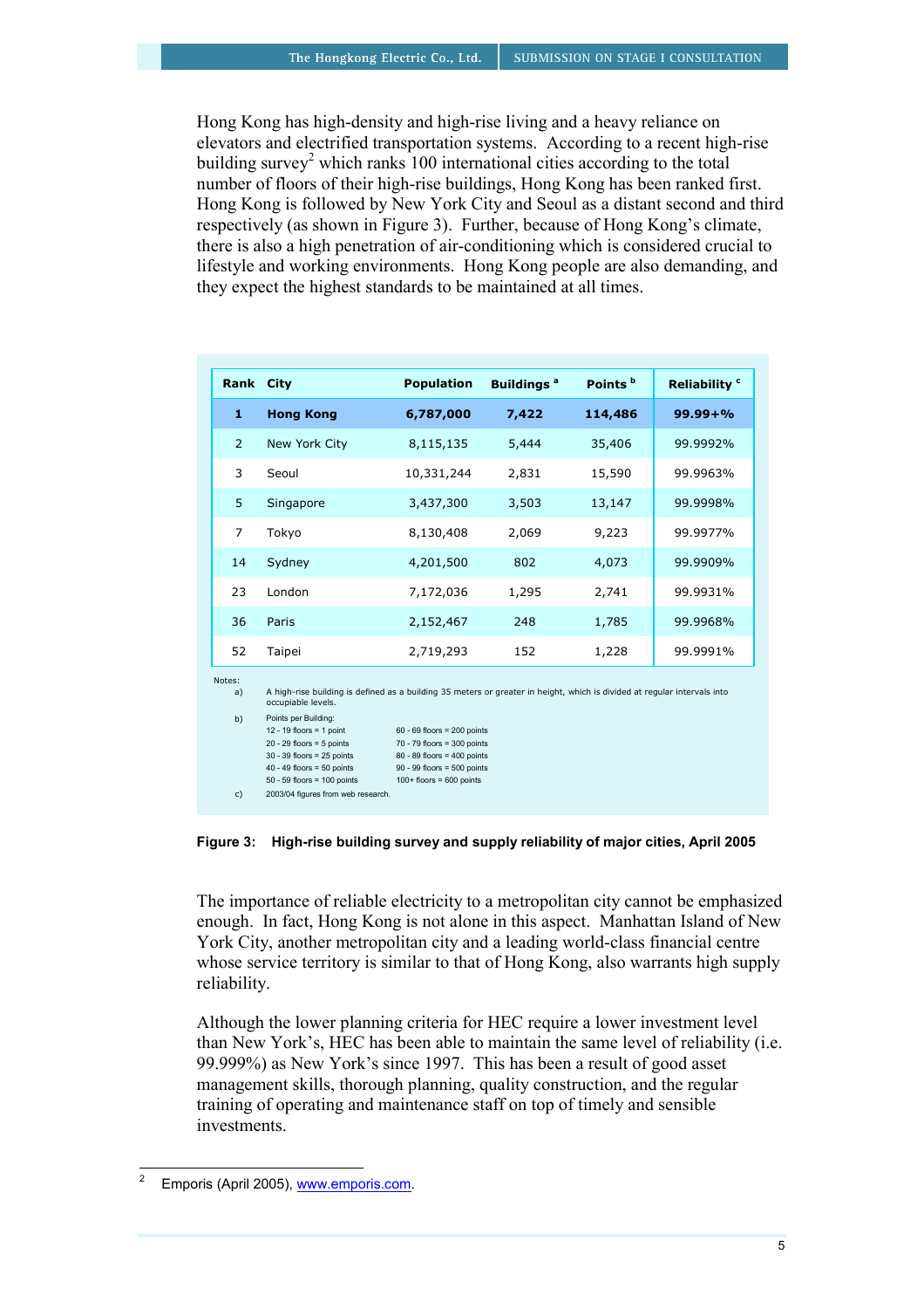Hong Kong has high-density and high-rise living and a heavy reliance on elevators and electrified transportation systems. According to a recent high-rise building survey[2] which ranks 100 international cities according to the total number of floors of their high-rise buildings, Hong Kong has been ranked first. Hong Kong is followed by New York City and Seoul as a distant second and third respectively (as shown in Figure 3). Further, because of Hong Kong's climate, there is also a high penetration of air-conditioning which is considered crucial to lifestyle and working environments. Hong Kong people are also demanding, and they expect the highest standards to be maintained at all times.

| Rank | City | Population | Buildings [a] | Points [b] | Reliability [c] |
|---|---|---|---|---|---|
| **1** | **Hong Kong** | **6,787,000** | **7,422** | **114,486** | **99.99+%** |
| 2 | New York City | 8,115,135 | 5,444 | 35,406 | 99.9992% |
| 3 | Seoul | 10,331,244 | 2,831 | 15,590 | 99.9963% |
| 5 | Singapore | 3,437,300 | 3,503 | 13,147 | 99.9998% |
| 7 | Tokyo | 8,130,408 | 2,069 | 9,223 | 99.9977% |
| 14 | Sydney | 4,201,500 | 802 | 4,073 | 99.9909% |
| 23 | London | 7,172,036 | 1,295 | 2,741 | 99.9931% |
| 36 | Paris | 2,152,467 | 248 | 1,785 | 99.9968% |
| 52 | Taipei | 2,719,293 | 152 | 1,228 | 99.9991% |

Notes:

a) A high-rise building is defined as a building 35 meters or greater in height, which is divided at regular intervals into occupiable levels.

b) Points per Building:

| | |
|---|---|
| 12 - 19 floors = 1 point | 60 - 69 floors = 200 points |
| 20 - 29 floors = 5 points | 70 - 79 floors = 300 points |
| 30 - 39 floors = 25 points | 80 - 89 floors = 400 points |
| 40 - 49 floors = 50 points | 90 - 99 floors = 500 points |
| 50 - 59 floors = 100 points | 100+ floors = 600 points |

c) 2003/04 figures from web research.

**Figure 3: High-rise building survey and supply reliability of major cities, April 2005**

The importance of reliable electricity to a metropolitan city cannot be emphasized enough. In fact, Hong Kong is not alone in this aspect. Manhattan Island of New York City, another metropolitan city and a leading world-class financial centre whose service territory is similar to that of Hong Kong, also warrants high supply reliability.

Although the lower planning criteria for HEC require a lower investment level than New York's, HEC has been able to maintain the same level of reliability (i.e. 99.999%) as New York's since 1997. This has been a result of good asset management skills, thorough planning, quality construction, and the regular training of operating and maintenance staff on top of timely and sensible investments.

[2] Emporis (April 2005), www.emporis.com.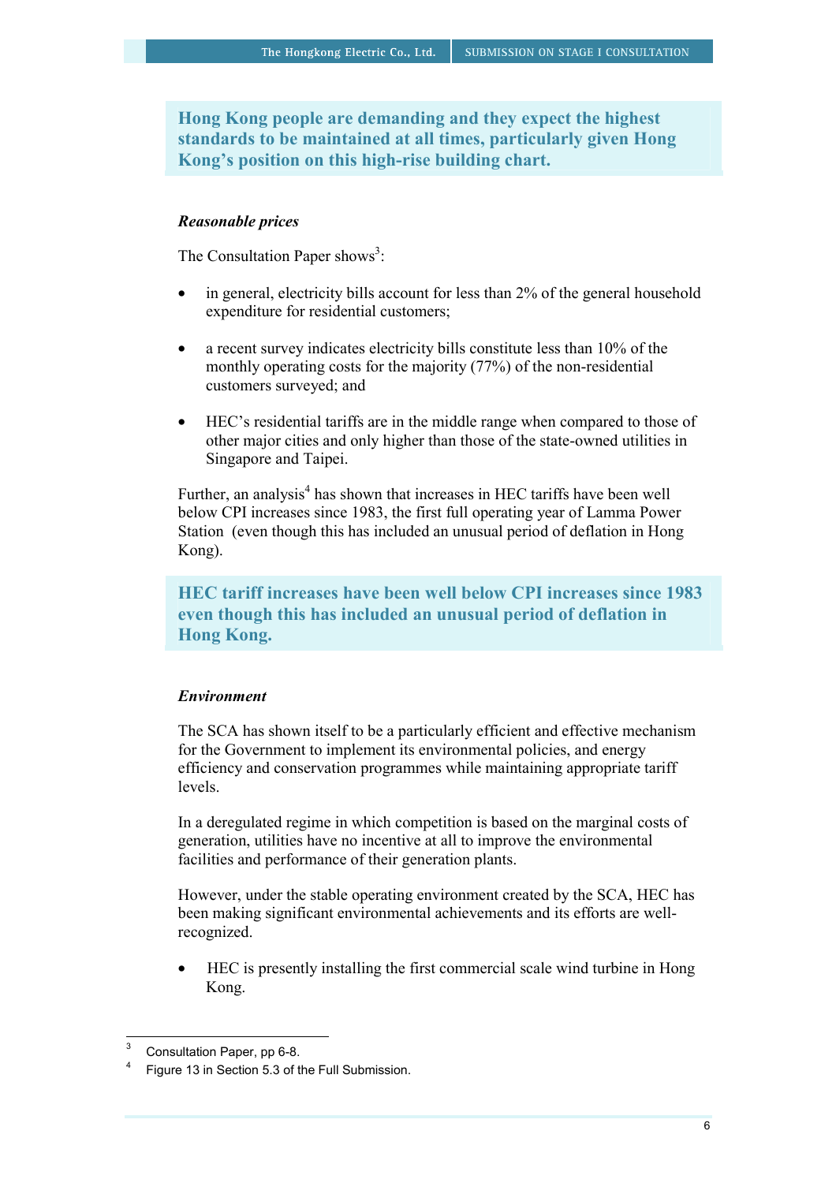**Hong Kong people are demanding and they expect the highest standards to be maintained at all times, particularly given Hong Kong's position on this high-rise building chart.**

***Reasonable prices***

The Consultation Paper shows[3]:

- in general, electricity bills account for less than 2% of the general household expenditure for residential customers;
- a recent survey indicates electricity bills constitute less than 10% of the monthly operating costs for the majority (77%) of the non-residential customers surveyed; and
- HEC's residential tariffs are in the middle range when compared to those of other major cities and only higher than those of the state-owned utilities in Singapore and Taipei.

Further, an analysis[4] has shown that increases in HEC tariffs have been well below CPI increases since 1983, the first full operating year of Lamma Power Station (even though this has included an unusual period of deflation in Hong Kong).

**HEC tariff increases have been well below CPI increases since 1983 even though this has included an unusual period of deflation in Hong Kong.**

***Environment***

The SCA has shown itself to be a particularly efficient and effective mechanism for the Government to implement its environmental policies, and energy efficiency and conservation programmes while maintaining appropriate tariff levels.

In a deregulated regime in which competition is based on the marginal costs of generation, utilities have no incentive at all to improve the environmental facilities and performance of their generation plants.

However, under the stable operating environment created by the SCA, HEC has been making significant environmental achievements and its efforts are well-recognized.

- HEC is presently installing the first commercial scale wind turbine in Hong Kong.

---

[3] Consultation Paper, pp 6-8.

[4] Figure 13 in Section 5.3 of the Full Submission.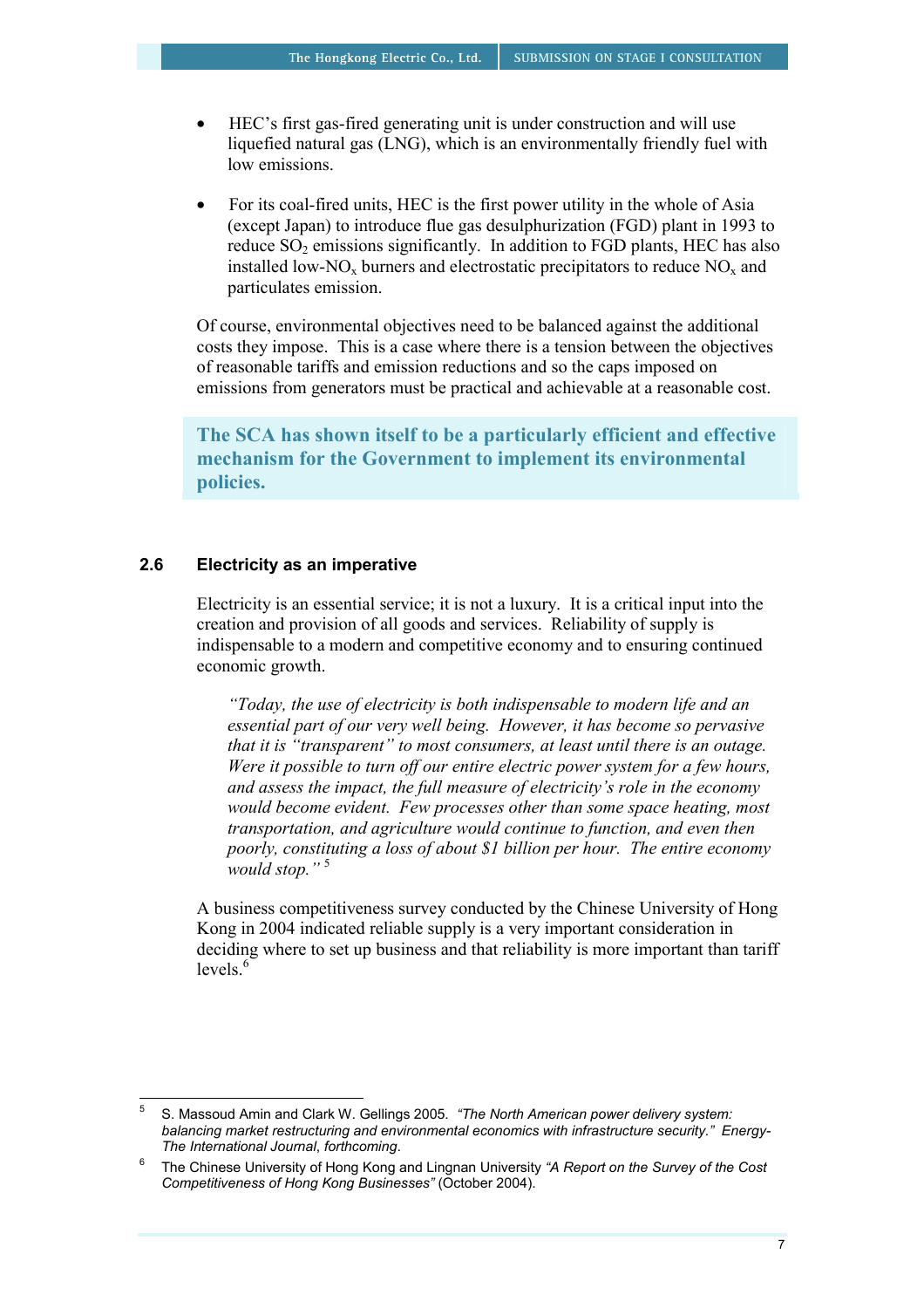- HEC's first gas-fired generating unit is under construction and will use liquefied natural gas (LNG), which is an environmentally friendly fuel with low emissions.

- For its coal-fired units, HEC is the first power utility in the whole of Asia (except Japan) to introduce flue gas desulphurization (FGD) plant in 1993 to reduce $SO_2$ emissions significantly. In addition to FGD plants, HEC has also installed low-$NO_x$ burners and electrostatic precipitators to reduce $NO_x$ and particulates emission.

Of course, environmental objectives need to be balanced against the additional costs they impose. This is a case where there is a tension between the objectives of reasonable tariffs and emission reductions and so the caps imposed on emissions from generators must be practical and achievable at a reasonable cost.

**The SCA has shown itself to be a particularly efficient and effective mechanism for the Government to implement its environmental policies.**

### 2.6 Electricity as an imperative

Electricity is an essential service; it is not a luxury. It is a critical input into the creation and provision of all goods and services. Reliability of supply is indispensable to a modern and competitive economy and to ensuring continued economic growth.

> *"Today, the use of electricity is both indispensable to modern life and an essential part of our very well being. However, it has become so pervasive that it is "transparent" to most consumers, at least until there is an outage. Were it possible to turn off our entire electric power system for a few hours, and assess the impact, the full measure of electricity's role in the economy would become evident. Few processes other than some space heating, most transportation, and agriculture would continue to function, and even then poorly, constituting a loss of about $1 billion per hour. The entire economy would stop."* [5]

A business competitiveness survey conducted by the Chinese University of Hong Kong in 2004 indicated reliable supply is a very important consideration in deciding where to set up business and that reliability is more important than tariff levels.[6]

---

[5] S. Massoud Amin and Clark W. Gellings 2005. *"The North American power delivery system: balancing market restructuring and environmental economics with infrastructure security." Energy- The International Journal, forthcoming.*

[6] The Chinese University of Hong Kong and Lingnan University *"A Report on the Survey of the Cost Competitiveness of Hong Kong Businesses"* (October 2004).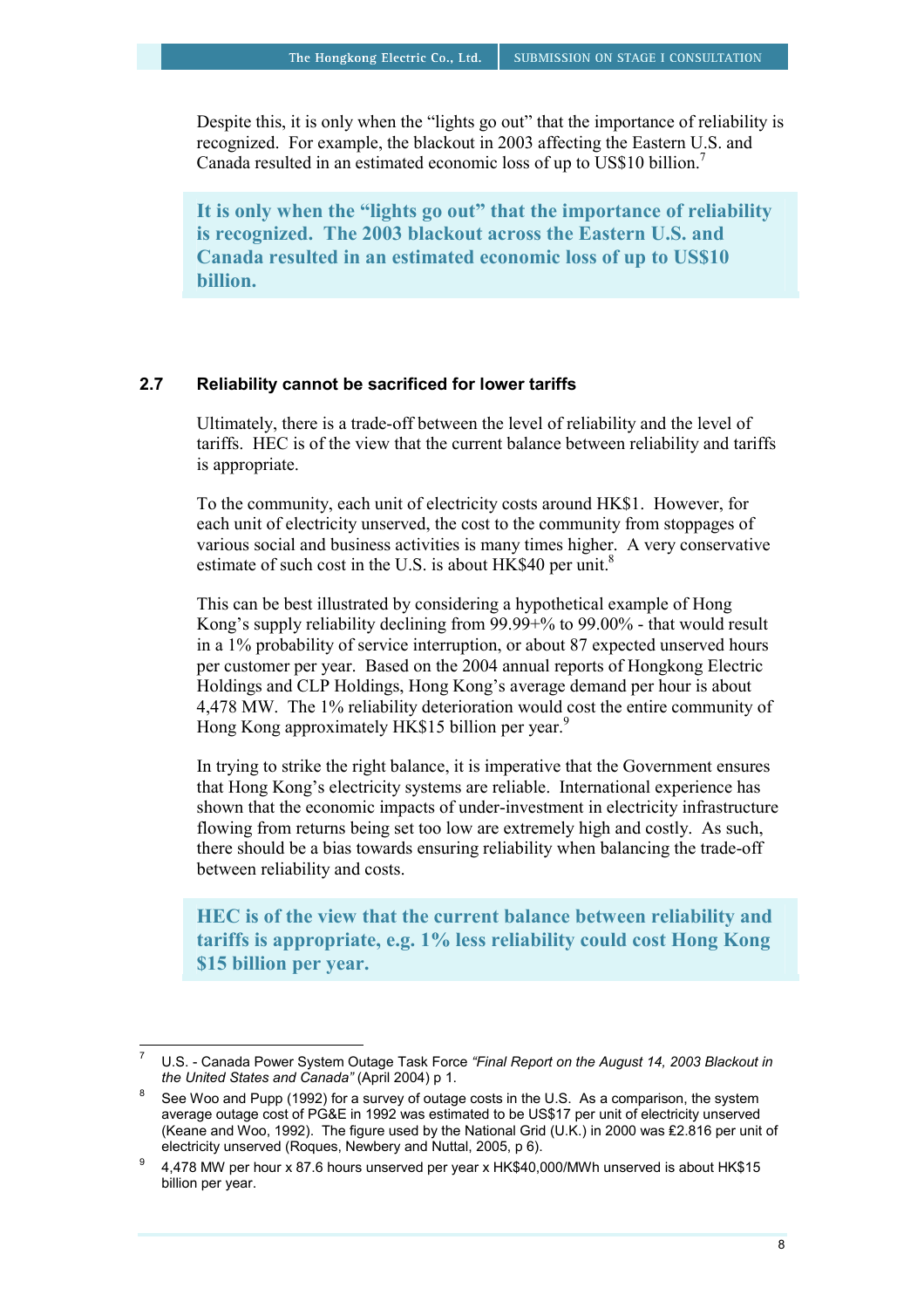Despite this, it is only when the "lights go out" that the importance of reliability is recognized. For example, the blackout in 2003 affecting the Eastern U.S. and Canada resulted in an estimated economic loss of up to US$10 billion.[7]

> **It is only when the "lights go out" that the importance of reliability is recognized. The 2003 blackout across the Eastern U.S. and Canada resulted in an estimated economic loss of up to US$10 billion.**

### 2.7 Reliability cannot be sacrificed for lower tariffs

Ultimately, there is a trade-off between the level of reliability and the level of tariffs. HEC is of the view that the current balance between reliability and tariffs is appropriate.

To the community, each unit of electricity costs around HK$1. However, for each unit of electricity unserved, the cost to the community from stoppages of various social and business activities is many times higher. A very conservative estimate of such cost in the U.S. is about HK$40 per unit.[8]

This can be best illustrated by considering a hypothetical example of Hong Kong's supply reliability declining from 99.99+% to 99.00% - that would result in a 1% probability of service interruption, or about 87 expected unserved hours per customer per year. Based on the 2004 annual reports of Hongkong Electric Holdings and CLP Holdings, Hong Kong's average demand per hour is about 4,478 MW. The 1% reliability deterioration would cost the entire community of Hong Kong approximately HK$15 billion per year.[9]

In trying to strike the right balance, it is imperative that the Government ensures that Hong Kong's electricity systems are reliable. International experience has shown that the economic impacts of under-investment in electricity infrastructure flowing from returns being set too low are extremely high and costly. As such, there should be a bias towards ensuring reliability when balancing the trade-off between reliability and costs.

> **HEC is of the view that the current balance between reliability and tariffs is appropriate, e.g. 1% less reliability could cost Hong Kong $15 billion per year.**

---

[7] U.S. - Canada Power System Outage Task Force *"Final Report on the August 14, 2003 Blackout in the United States and Canada"* (April 2004) p 1.

[8] See Woo and Pupp (1992) for a survey of outage costs in the U.S. As a comparison, the system average outage cost of PG&E in 1992 was estimated to be US$17 per unit of electricity unserved (Keane and Woo, 1992). The figure used by the National Grid (U.K.) in 2000 was £2.816 per unit of electricity unserved (Roques, Newbery and Nuttal, 2005, p 6).

[9] 4,478 MW per hour x 87.6 hours unserved per year x HK$40,000/MWh unserved is about HK$15 billion per year.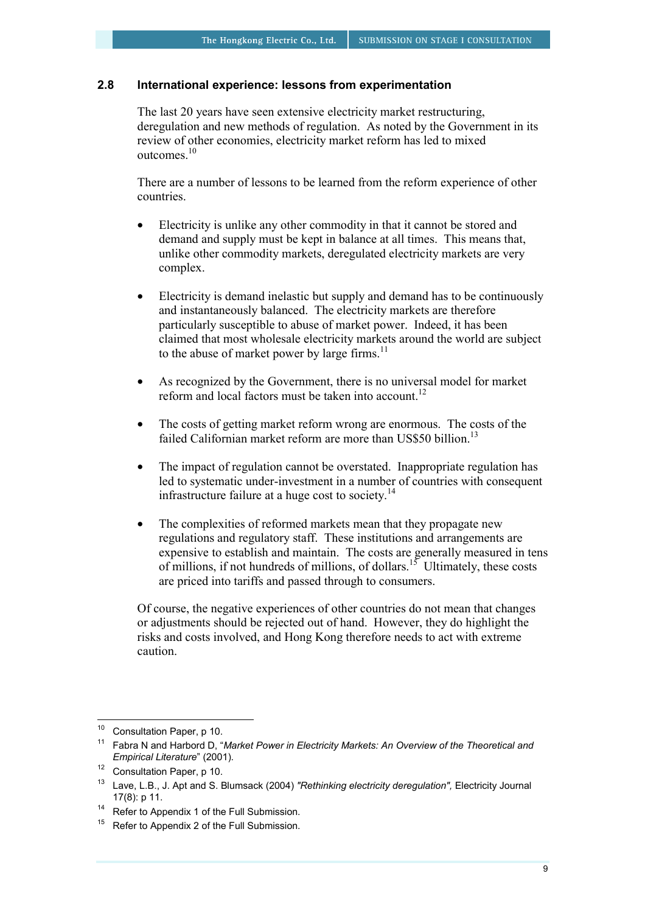## 2.8 International experience: lessons from experimentation

The last 20 years have seen extensive electricity market restructuring, deregulation and new methods of regulation. As noted by the Government in its review of other economies, electricity market reform has led to mixed outcomes.[10]

There are a number of lessons to be learned from the reform experience of other countries.

- Electricity is unlike any other commodity in that it cannot be stored and demand and supply must be kept in balance at all times. This means that, unlike other commodity markets, deregulated electricity markets are very complex.
- Electricity is demand inelastic but supply and demand has to be continuously and instantaneously balanced. The electricity markets are therefore particularly susceptible to abuse of market power. Indeed, it has been claimed that most wholesale electricity markets around the world are subject to the abuse of market power by large firms.[11]
- As recognized by the Government, there is no universal model for market reform and local factors must be taken into account.[12]
- The costs of getting market reform wrong are enormous. The costs of the failed Californian market reform are more than US$50 billion.[13]
- The impact of regulation cannot be overstated. Inappropriate regulation has led to systematic under-investment in a number of countries with consequent infrastructure failure at a huge cost to society.[14]
- The complexities of reformed markets mean that they propagate new regulations and regulatory staff. These institutions and arrangements are expensive to establish and maintain. The costs are generally measured in tens of millions, if not hundreds of millions, of dollars.[15] Ultimately, these costs are priced into tariffs and passed through to consumers.

Of course, the negative experiences of other countries do not mean that changes or adjustments should be rejected out of hand. However, they do highlight the risks and costs involved, and Hong Kong therefore needs to act with extreme caution.

---

[10] Consultation Paper, p 10.

[11] Fabra N and Harbord D, "*Market Power in Electricity Markets: An Overview of the Theoretical and Empirical Literature*" (2001).

[12] Consultation Paper, p 10.

[13] Lave, L.B., J. Apt and S. Blumsack (2004) *"Rethinking electricity deregulation",* Electricity Journal 17(8): p 11.

[14] Refer to Appendix 1 of the Full Submission.

[15] Refer to Appendix 2 of the Full Submission.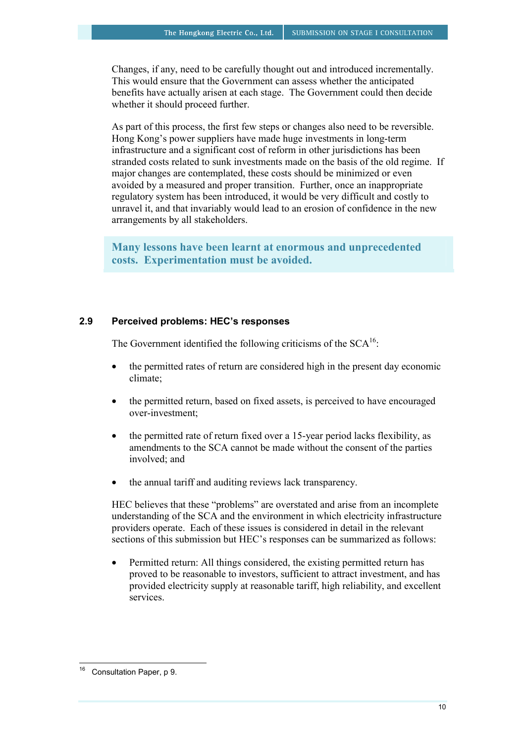Changes, if any, need to be carefully thought out and introduced incrementally. This would ensure that the Government can assess whether the anticipated benefits have actually arisen at each stage. The Government could then decide whether it should proceed further.

As part of this process, the first few steps or changes also need to be reversible. Hong Kong's power suppliers have made huge investments in long-term infrastructure and a significant cost of reform in other jurisdictions has been stranded costs related to sunk investments made on the basis of the old regime. If major changes are contemplated, these costs should be minimized or even avoided by a measured and proper transition. Further, once an inappropriate regulatory system has been introduced, it would be very difficult and costly to unravel it, and that invariably would lead to an erosion of confidence in the new arrangements by all stakeholders.

**Many lessons have been learnt at enormous and unprecedented costs. Experimentation must be avoided.**

## 2.9 Perceived problems: HEC's responses

The Government identified the following criticisms of the SCA[16]:

- the permitted rates of return are considered high in the present day economic climate;
- the permitted return, based on fixed assets, is perceived to have encouraged over-investment;
- the permitted rate of return fixed over a 15-year period lacks flexibility, as amendments to the SCA cannot be made without the consent of the parties involved; and
- the annual tariff and auditing reviews lack transparency.

HEC believes that these "problems" are overstated and arise from an incomplete understanding of the SCA and the environment in which electricity infrastructure providers operate. Each of these issues is considered in detail in the relevant sections of this submission but HEC's responses can be summarized as follows:

- Permitted return: All things considered, the existing permitted return has proved to be reasonable to investors, sufficient to attract investment, and has provided electricity supply at reasonable tariff, high reliability, and excellent services.

---

[16] Consultation Paper, p 9.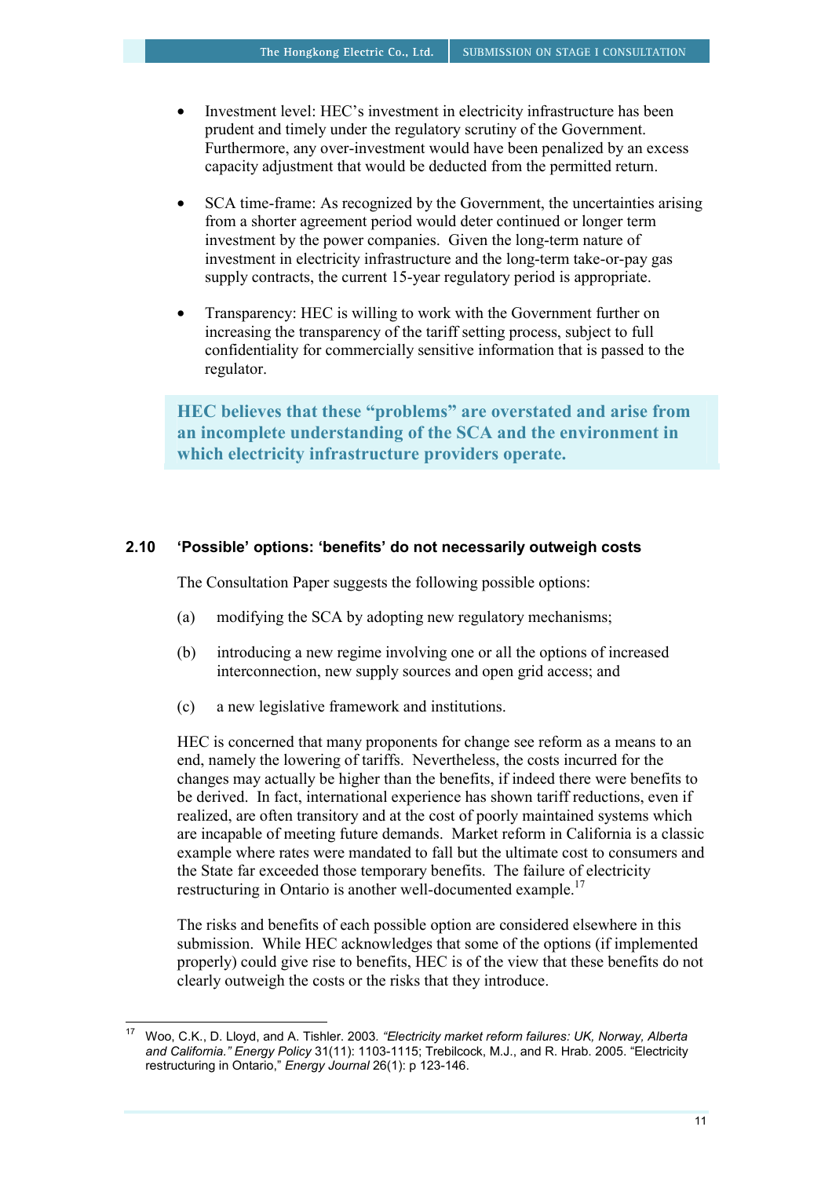- Investment level: HEC's investment in electricity infrastructure has been prudent and timely under the regulatory scrutiny of the Government. Furthermore, any over-investment would have been penalized by an excess capacity adjustment that would be deducted from the permitted return.

- SCA time-frame: As recognized by the Government, the uncertainties arising from a shorter agreement period would deter continued or longer term investment by the power companies. Given the long-term nature of investment in electricity infrastructure and the long-term take-or-pay gas supply contracts, the current 15-year regulatory period is appropriate.

- Transparency: HEC is willing to work with the Government further on increasing the transparency of the tariff setting process, subject to full confidentiality for commercially sensitive information that is passed to the regulator.

**HEC believes that these "problems" are overstated and arise from an incomplete understanding of the SCA and the environment in which electricity infrastructure providers operate.**

### 2.10 'Possible' options: 'benefits' do not necessarily outweigh costs

The Consultation Paper suggests the following possible options:

(a) modifying the SCA by adopting new regulatory mechanisms;

(b) introducing a new regime involving one or all the options of increased interconnection, new supply sources and open grid access; and

(c) a new legislative framework and institutions.

HEC is concerned that many proponents for change see reform as a means to an end, namely the lowering of tariffs. Nevertheless, the costs incurred for the changes may actually be higher than the benefits, if indeed there were benefits to be derived. In fact, international experience has shown tariff reductions, even if realized, are often transitory and at the cost of poorly maintained systems which are incapable of meeting future demands. Market reform in California is a classic example where rates were mandated to fall but the ultimate cost to consumers and the State far exceeded those temporary benefits. The failure of electricity restructuring in Ontario is another well-documented example.[17]

The risks and benefits of each possible option are considered elsewhere in this submission. While HEC acknowledges that some of the options (if implemented properly) could give rise to benefits, HEC is of the view that these benefits do not clearly outweigh the costs or the risks that they introduce.

---

[17] Woo, C.K., D. Lloyd, and A. Tishler. 2003. *"Electricity market reform failures: UK, Norway, Alberta and California." Energy Policy* 31(11): 1103-1115; Trebilcock, M.J., and R. Hrab. 2005. "Electricity restructuring in Ontario," *Energy Journal* 26(1): p 123-146.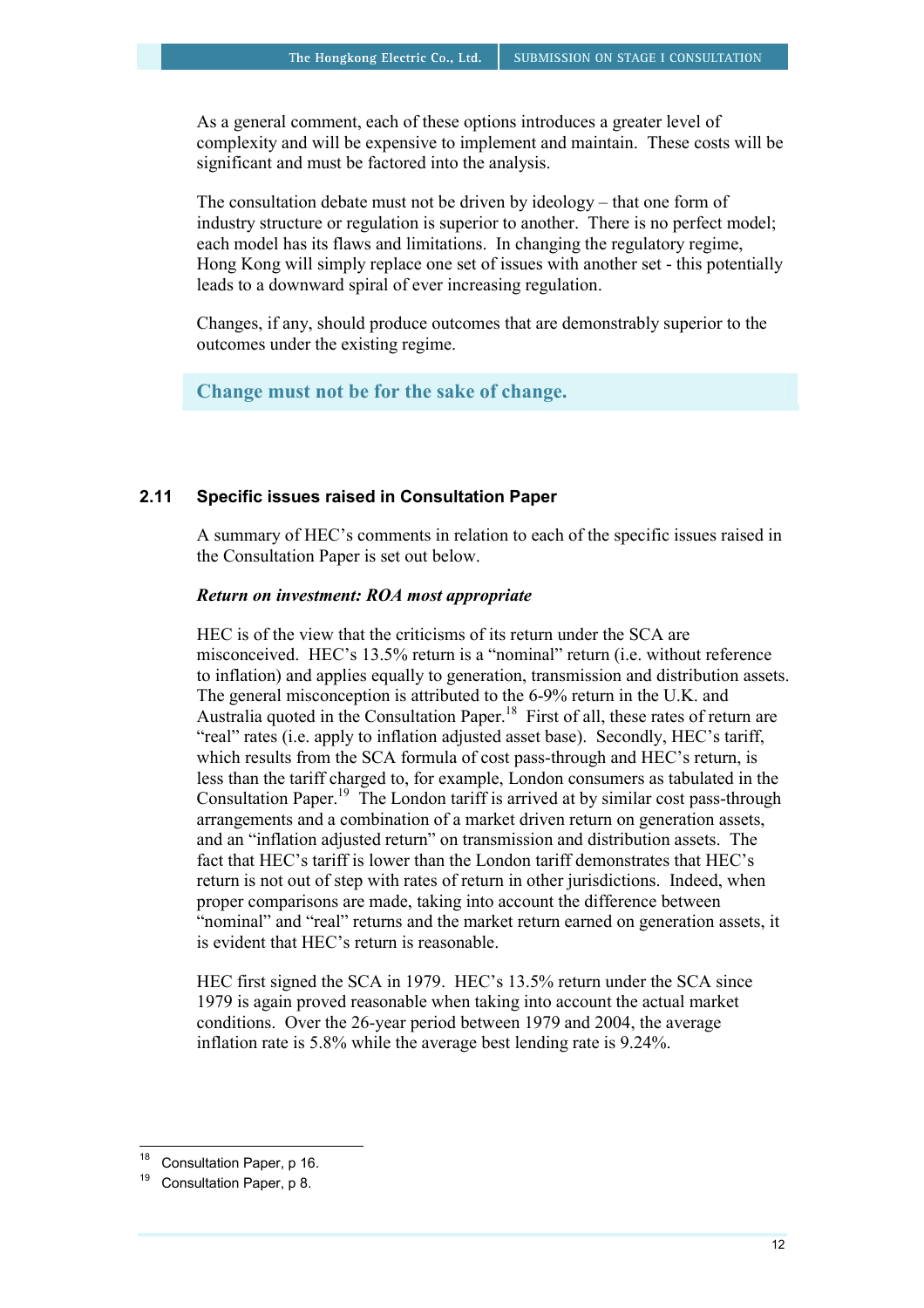As a general comment, each of these options introduces a greater level of complexity and will be expensive to implement and maintain. These costs will be significant and must be factored into the analysis.

The consultation debate must not be driven by ideology – that one form of industry structure or regulation is superior to another. There is no perfect model; each model has its flaws and limitations. In changing the regulatory regime, Hong Kong will simply replace one set of issues with another set - this potentially leads to a downward spiral of ever increasing regulation.

Changes, if any, should produce outcomes that are demonstrably superior to the outcomes under the existing regime.

**Change must not be for the sake of change.**

### 2.11 Specific issues raised in Consultation Paper

A summary of HEC's comments in relation to each of the specific issues raised in the Consultation Paper is set out below.

***Return on investment: ROA most appropriate***

HEC is of the view that the criticisms of its return under the SCA are misconceived. HEC's 13.5% return is a "nominal" return (i.e. without reference to inflation) and applies equally to generation, transmission and distribution assets. The general misconception is attributed to the 6-9% return in the U.K. and Australia quoted in the Consultation Paper.[18] First of all, these rates of return are "real" rates (i.e. apply to inflation adjusted asset base). Secondly, HEC's tariff, which results from the SCA formula of cost pass-through and HEC's return, is less than the tariff charged to, for example, London consumers as tabulated in the Consultation Paper.[19] The London tariff is arrived at by similar cost pass-through arrangements and a combination of a market driven return on generation assets, and an "inflation adjusted return" on transmission and distribution assets. The fact that HEC's tariff is lower than the London tariff demonstrates that HEC's return is not out of step with rates of return in other jurisdictions. Indeed, when proper comparisons are made, taking into account the difference between "nominal" and "real" returns and the market return earned on generation assets, it is evident that HEC's return is reasonable.

HEC first signed the SCA in 1979. HEC's 13.5% return under the SCA since 1979 is again proved reasonable when taking into account the actual market conditions. Over the 26-year period between 1979 and 2004, the average inflation rate is 5.8% while the average best lending rate is 9.24%.

---

[18] Consultation Paper, p 16.

[19] Consultation Paper, p 8.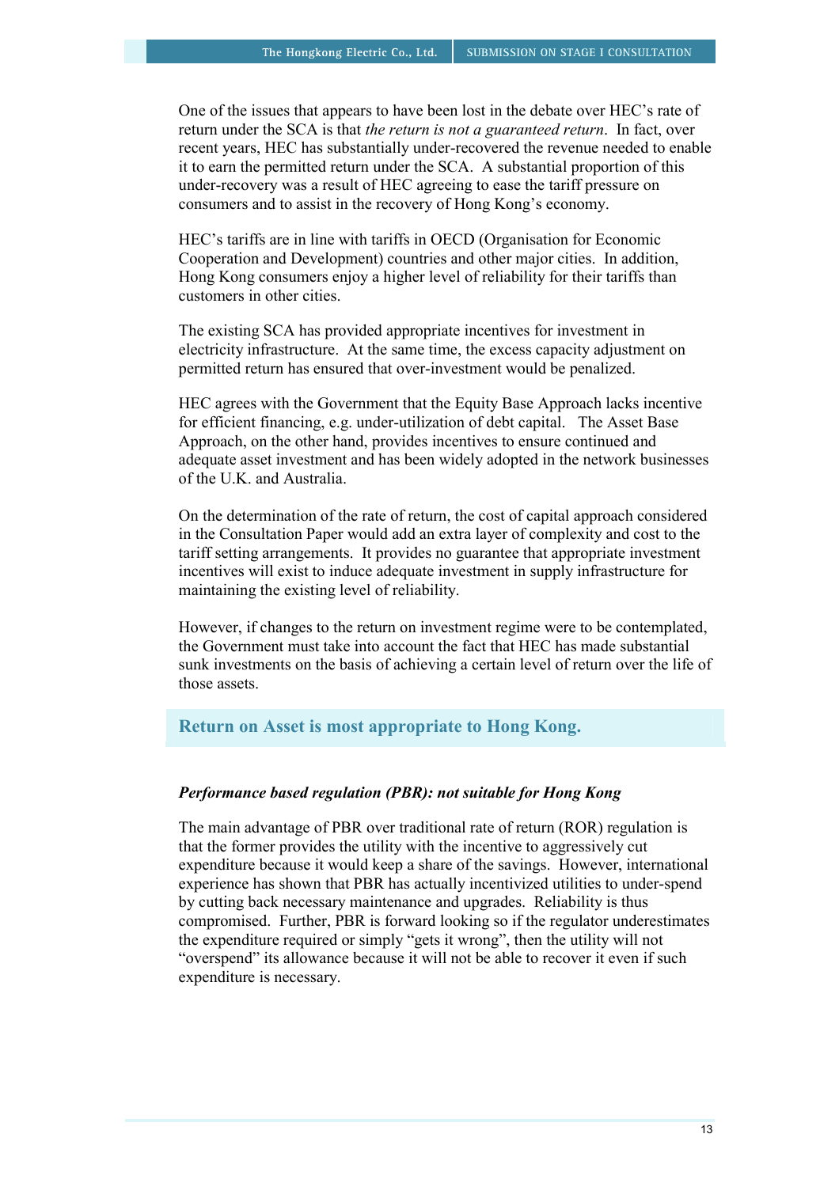One of the issues that appears to have been lost in the debate over HEC's rate of return under the SCA is that *the return is not a guaranteed return*. In fact, over recent years, HEC has substantially under-recovered the revenue needed to enable it to earn the permitted return under the SCA. A substantial proportion of this under-recovery was a result of HEC agreeing to ease the tariff pressure on consumers and to assist in the recovery of Hong Kong's economy.

HEC's tariffs are in line with tariffs in OECD (Organisation for Economic Cooperation and Development) countries and other major cities. In addition, Hong Kong consumers enjoy a higher level of reliability for their tariffs than customers in other cities.

The existing SCA has provided appropriate incentives for investment in electricity infrastructure. At the same time, the excess capacity adjustment on permitted return has ensured that over-investment would be penalized.

HEC agrees with the Government that the Equity Base Approach lacks incentive for efficient financing, e.g. under-utilization of debt capital. The Asset Base Approach, on the other hand, provides incentives to ensure continued and adequate asset investment and has been widely adopted in the network businesses of the U.K. and Australia.

On the determination of the rate of return, the cost of capital approach considered in the Consultation Paper would add an extra layer of complexity and cost to the tariff setting arrangements. It provides no guarantee that appropriate investment incentives will exist to induce adequate investment in supply infrastructure for maintaining the existing level of reliability.

However, if changes to the return on investment regime were to be contemplated, the Government must take into account the fact that HEC has made substantial sunk investments on the basis of achieving a certain level of return over the life of those assets.

**Return on Asset is most appropriate to Hong Kong.**

### *Performance based regulation (PBR): not suitable for Hong Kong*

The main advantage of PBR over traditional rate of return (ROR) regulation is that the former provides the utility with the incentive to aggressively cut expenditure because it would keep a share of the savings. However, international experience has shown that PBR has actually incentivized utilities to under-spend by cutting back necessary maintenance and upgrades. Reliability is thus compromised. Further, PBR is forward looking so if the regulator underestimates the expenditure required or simply "gets it wrong", then the utility will not "overspend" its allowance because it will not be able to recover it even if such expenditure is necessary.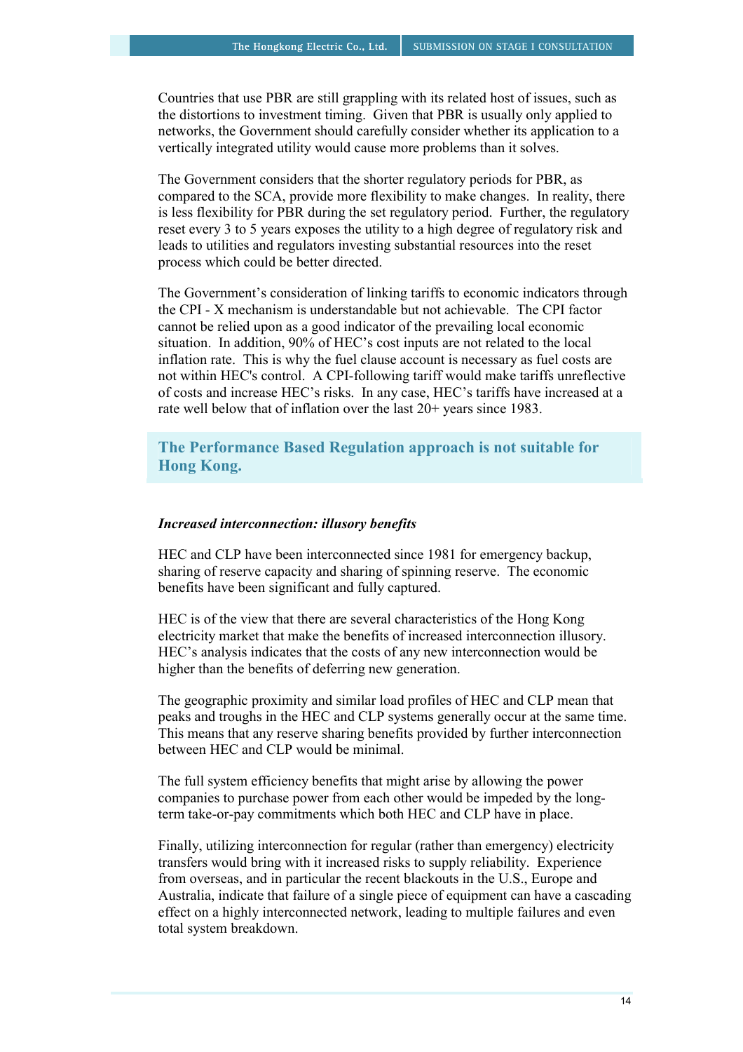Countries that use PBR are still grappling with its related host of issues, such as the distortions to investment timing. Given that PBR is usually only applied to networks, the Government should carefully consider whether its application to a vertically integrated utility would cause more problems than it solves.

The Government considers that the shorter regulatory periods for PBR, as compared to the SCA, provide more flexibility to make changes. In reality, there is less flexibility for PBR during the set regulatory period. Further, the regulatory reset every 3 to 5 years exposes the utility to a high degree of regulatory risk and leads to utilities and regulators investing substantial resources into the reset process which could be better directed.

The Government's consideration of linking tariffs to economic indicators through the CPI - X mechanism is understandable but not achievable. The CPI factor cannot be relied upon as a good indicator of the prevailing local economic situation. In addition, 90% of HEC's cost inputs are not related to the local inflation rate. This is why the fuel clause account is necessary as fuel costs are not within HEC's control. A CPI-following tariff would make tariffs unreflective of costs and increase HEC's risks. In any case, HEC's tariffs have increased at a rate well below that of inflation over the last 20+ years since 1983.

**The Performance Based Regulation approach is not suitable for Hong Kong.**

***Increased interconnection: illusory benefits***

HEC and CLP have been interconnected since 1981 for emergency backup, sharing of reserve capacity and sharing of spinning reserve. The economic benefits have been significant and fully captured.

HEC is of the view that there are several characteristics of the Hong Kong electricity market that make the benefits of increased interconnection illusory. HEC's analysis indicates that the costs of any new interconnection would be higher than the benefits of deferring new generation.

The geographic proximity and similar load profiles of HEC and CLP mean that peaks and troughs in the HEC and CLP systems generally occur at the same time. This means that any reserve sharing benefits provided by further interconnection between HEC and CLP would be minimal.

The full system efficiency benefits that might arise by allowing the power companies to purchase power from each other would be impeded by the long-term take-or-pay commitments which both HEC and CLP have in place.

Finally, utilizing interconnection for regular (rather than emergency) electricity transfers would bring with it increased risks to supply reliability. Experience from overseas, and in particular the recent blackouts in the U.S., Europe and Australia, indicate that failure of a single piece of equipment can have a cascading effect on a highly interconnected network, leading to multiple failures and even total system breakdown.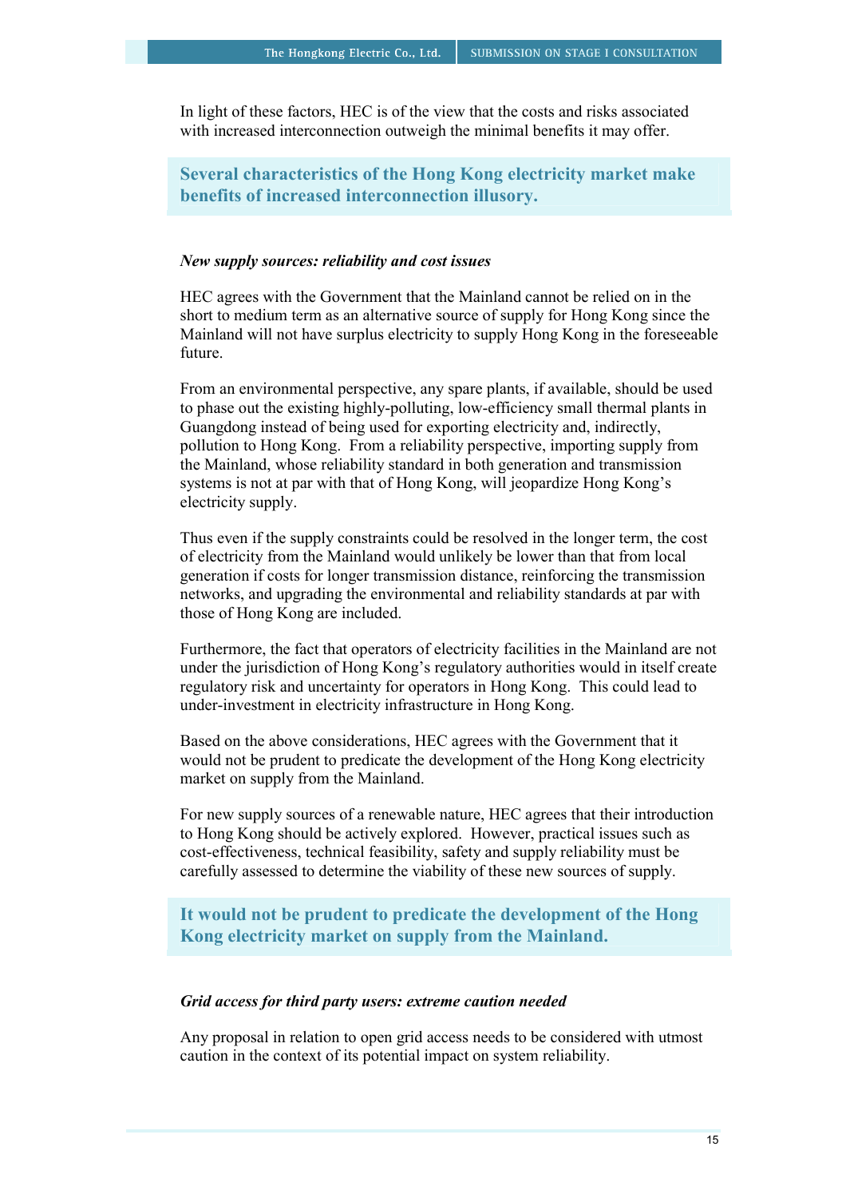In light of these factors, HEC is of the view that the costs and risks associated with increased interconnection outweigh the minimal benefits it may offer.

**Several characteristics of the Hong Kong electricity market make benefits of increased interconnection illusory.**

***New supply sources: reliability and cost issues***

HEC agrees with the Government that the Mainland cannot be relied on in the short to medium term as an alternative source of supply for Hong Kong since the Mainland will not have surplus electricity to supply Hong Kong in the foreseeable future.

From an environmental perspective, any spare plants, if available, should be used to phase out the existing highly-polluting, low-efficiency small thermal plants in Guangdong instead of being used for exporting electricity and, indirectly, pollution to Hong Kong. From a reliability perspective, importing supply from the Mainland, whose reliability standard in both generation and transmission systems is not at par with that of Hong Kong, will jeopardize Hong Kong's electricity supply.

Thus even if the supply constraints could be resolved in the longer term, the cost of electricity from the Mainland would unlikely be lower than that from local generation if costs for longer transmission distance, reinforcing the transmission networks, and upgrading the environmental and reliability standards at par with those of Hong Kong are included.

Furthermore, the fact that operators of electricity facilities in the Mainland are not under the jurisdiction of Hong Kong's regulatory authorities would in itself create regulatory risk and uncertainty for operators in Hong Kong. This could lead to under-investment in electricity infrastructure in Hong Kong.

Based on the above considerations, HEC agrees with the Government that it would not be prudent to predicate the development of the Hong Kong electricity market on supply from the Mainland.

For new supply sources of a renewable nature, HEC agrees that their introduction to Hong Kong should be actively explored. However, practical issues such as cost-effectiveness, technical feasibility, safety and supply reliability must be carefully assessed to determine the viability of these new sources of supply.

**It would not be prudent to predicate the development of the Hong Kong electricity market on supply from the Mainland.**

***Grid access for third party users: extreme caution needed***

Any proposal in relation to open grid access needs to be considered with utmost caution in the context of its potential impact on system reliability.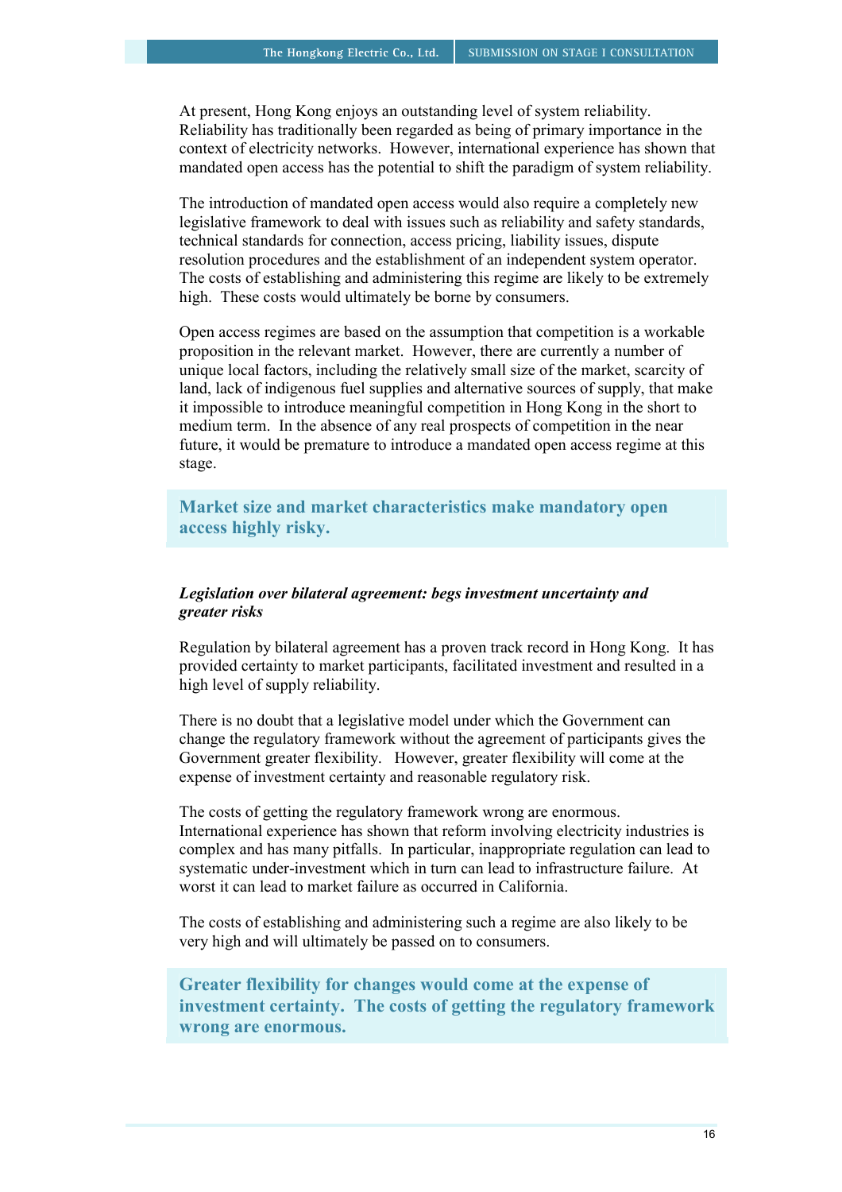At present, Hong Kong enjoys an outstanding level of system reliability. Reliability has traditionally been regarded as being of primary importance in the context of electricity networks. However, international experience has shown that mandated open access has the potential to shift the paradigm of system reliability.

The introduction of mandated open access would also require a completely new legislative framework to deal with issues such as reliability and safety standards, technical standards for connection, access pricing, liability issues, dispute resolution procedures and the establishment of an independent system operator. The costs of establishing and administering this regime are likely to be extremely high. These costs would ultimately be borne by consumers.

Open access regimes are based on the assumption that competition is a workable proposition in the relevant market. However, there are currently a number of unique local factors, including the relatively small size of the market, scarcity of land, lack of indigenous fuel supplies and alternative sources of supply, that make it impossible to introduce meaningful competition in Hong Kong in the short to medium term. In the absence of any real prospects of competition in the near future, it would be premature to introduce a mandated open access regime at this stage.

**Market size and market characteristics make mandatory open access highly risky.**

***Legislation over bilateral agreement: begs investment uncertainty and greater risks***

Regulation by bilateral agreement has a proven track record in Hong Kong. It has provided certainty to market participants, facilitated investment and resulted in a high level of supply reliability.

There is no doubt that a legislative model under which the Government can change the regulatory framework without the agreement of participants gives the Government greater flexibility. However, greater flexibility will come at the expense of investment certainty and reasonable regulatory risk.

The costs of getting the regulatory framework wrong are enormous. International experience has shown that reform involving electricity industries is complex and has many pitfalls. In particular, inappropriate regulation can lead to systematic under-investment which in turn can lead to infrastructure failure. At worst it can lead to market failure as occurred in California.

The costs of establishing and administering such a regime are also likely to be very high and will ultimately be passed on to consumers.

**Greater flexibility for changes would come at the expense of investment certainty. The costs of getting the regulatory framework wrong are enormous.**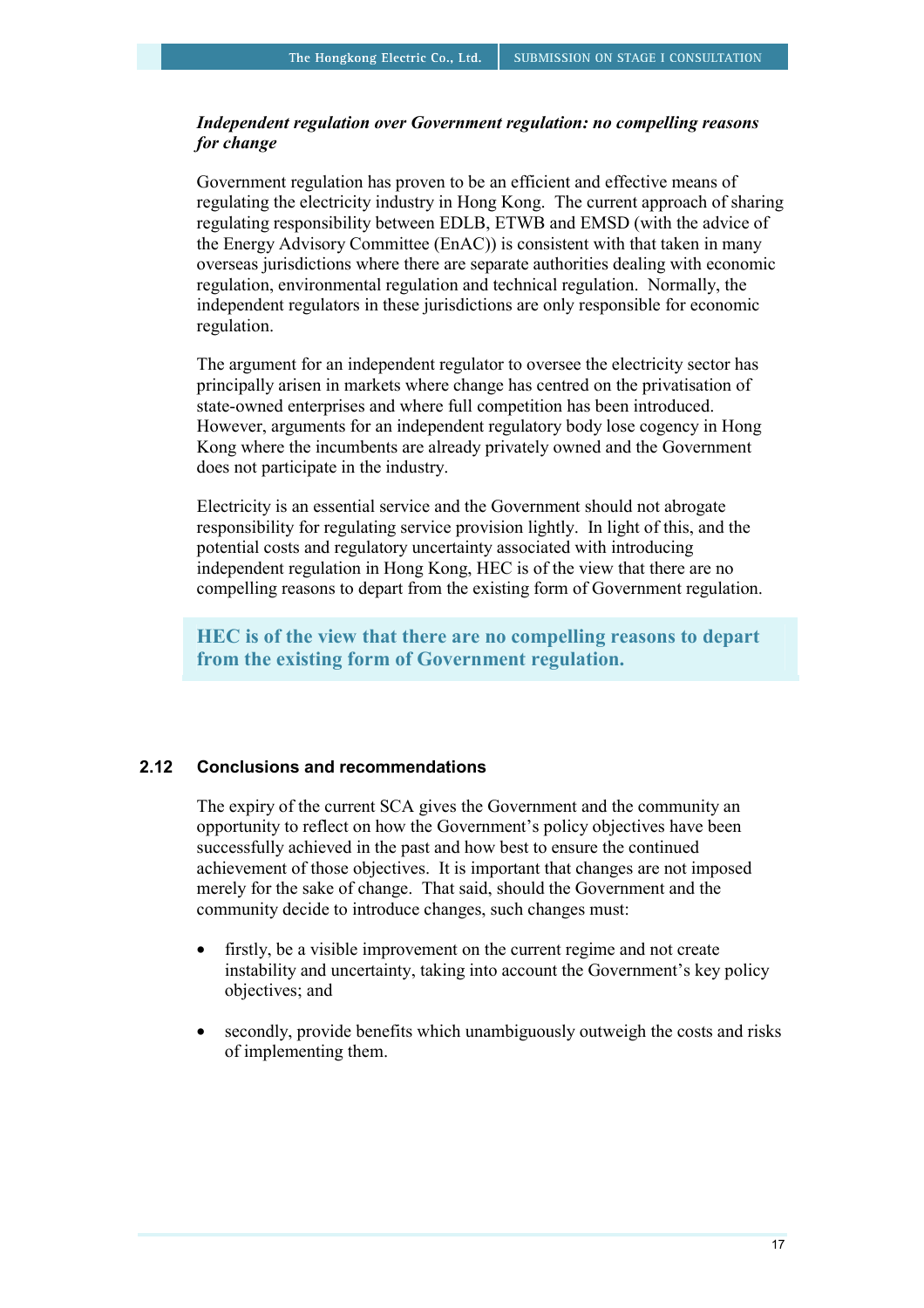***Independent regulation over Government regulation: no compelling reasons for change***

Government regulation has proven to be an efficient and effective means of regulating the electricity industry in Hong Kong. The current approach of sharing regulating responsibility between EDLB, ETWB and EMSD (with the advice of the Energy Advisory Committee (EnAC)) is consistent with that taken in many overseas jurisdictions where there are separate authorities dealing with economic regulation, environmental regulation and technical regulation. Normally, the independent regulators in these jurisdictions are only responsible for economic regulation.

The argument for an independent regulator to oversee the electricity sector has principally arisen in markets where change has centred on the privatisation of state-owned enterprises and where full competition has been introduced. However, arguments for an independent regulatory body lose cogency in Hong Kong where the incumbents are already privately owned and the Government does not participate in the industry.

Electricity is an essential service and the Government should not abrogate responsibility for regulating service provision lightly. In light of this, and the potential costs and regulatory uncertainty associated with introducing independent regulation in Hong Kong, HEC is of the view that there are no compelling reasons to depart from the existing form of Government regulation.

**HEC is of the view that there are no compelling reasons to depart from the existing form of Government regulation.**

## 2.12 Conclusions and recommendations

The expiry of the current SCA gives the Government and the community an opportunity to reflect on how the Government's policy objectives have been successfully achieved in the past and how best to ensure the continued achievement of those objectives. It is important that changes are not imposed merely for the sake of change. That said, should the Government and the community decide to introduce changes, such changes must:

- firstly, be a visible improvement on the current regime and not create instability and uncertainty, taking into account the Government's key policy objectives; and
- secondly, provide benefits which unambiguously outweigh the costs and risks of implementing them.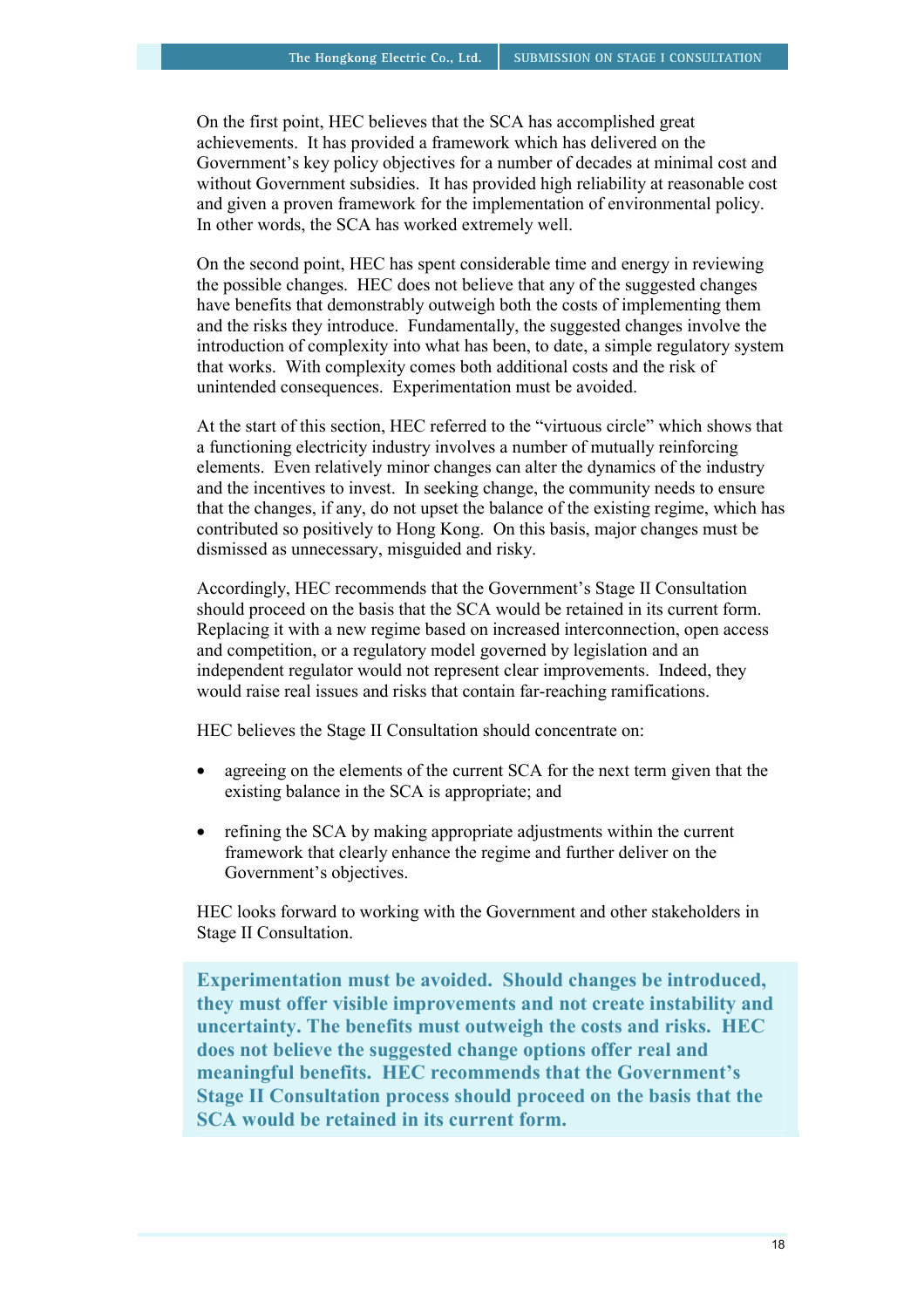On the first point, HEC believes that the SCA has accomplished great achievements. It has provided a framework which has delivered on the Government's key policy objectives for a number of decades at minimal cost and without Government subsidies. It has provided high reliability at reasonable cost and given a proven framework for the implementation of environmental policy. In other words, the SCA has worked extremely well.

On the second point, HEC has spent considerable time and energy in reviewing the possible changes. HEC does not believe that any of the suggested changes have benefits that demonstrably outweigh both the costs of implementing them and the risks they introduce. Fundamentally, the suggested changes involve the introduction of complexity into what has been, to date, a simple regulatory system that works. With complexity comes both additional costs and the risk of unintended consequences. Experimentation must be avoided.

At the start of this section, HEC referred to the "virtuous circle" which shows that a functioning electricity industry involves a number of mutually reinforcing elements. Even relatively minor changes can alter the dynamics of the industry and the incentives to invest. In seeking change, the community needs to ensure that the changes, if any, do not upset the balance of the existing regime, which has contributed so positively to Hong Kong. On this basis, major changes must be dismissed as unnecessary, misguided and risky.

Accordingly, HEC recommends that the Government's Stage II Consultation should proceed on the basis that the SCA would be retained in its current form. Replacing it with a new regime based on increased interconnection, open access and competition, or a regulatory model governed by legislation and an independent regulator would not represent clear improvements. Indeed, they would raise real issues and risks that contain far-reaching ramifications.

HEC believes the Stage II Consultation should concentrate on:

- agreeing on the elements of the current SCA for the next term given that the existing balance in the SCA is appropriate; and
- refining the SCA by making appropriate adjustments within the current framework that clearly enhance the regime and further deliver on the Government's objectives.

HEC looks forward to working with the Government and other stakeholders in Stage II Consultation.

**Experimentation must be avoided. Should changes be introduced, they must offer visible improvements and not create instability and uncertainty. The benefits must outweigh the costs and risks. HEC does not believe the suggested change options offer real and meaningful benefits. HEC recommends that the Government's Stage II Consultation process should proceed on the basis that the SCA would be retained in its current form.**